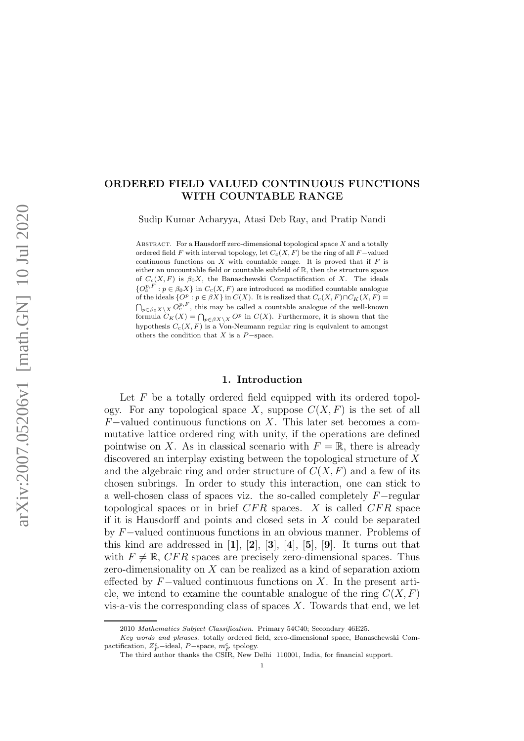# ORDERED FIELD VALUED CONTINUOUS FUNCTIONS WITH COUNTABLE RANGE

Sudip Kumar Acharyya, Atasi Deb Ray, and Pratip Nandi

Abstract. For a Hausdorff zero-dimensional topological space $X$ and a totally ordered field $F$ with interval topology, let $C_c(X,F)$ be the ring of all $F-$valued continuous functions on $X$ with countable range. It is proved that if $F$ is either an uncountable field or countable subfield of $\mathbb{R}$, then the structure space of $C_c(X,F)$ is $\beta_0 X$, the Banaschewski Compactification of $X$. The ideals $\{O_c^{p,F} : p \in \beta_0 X\}$ in $C_c(X,F)$ are introduced as modified countable analogue of the ideals $\{O^p : p \in \beta X\}$ in $C(X)$. It is realized that $C_c(X,F) \cap C_K(X,F) = \bigcap_{p \in \beta_0 X \setminus X} O_c^{p,F}$, this may be called a countable analogue of the well-known formula $C_K(X) = \bigcap_{p \in \beta X \setminus X} O^p$ in $C(X)$. Furthermore, it is shown that the hypothesis $C_c(X,F)$ is a Von-Neumann regular ring is equivalent to amongst others the condition that $X$ is a $P-$space.

## 1. Introduction

Let $F$ be a totally ordered field equipped with its ordered topology. For any topological space $X$, suppose $C(X,F)$ is the set of all $F-$valued continuous functions on $X$. This later set becomes a commutative lattice ordered ring with unity, if the operations are defined pointwise on $X$. As in classical scenario with $F = \mathbb{R}$, there is already discovered an interplay existing between the topological structure of $X$ and the algebraic ring and order structure of $C(X,F)$ and a few of its chosen subrings. In order to study this interaction, one can stick to a well-chosen class of spaces viz. the so-called completely $F-$regular topological spaces or in brief $CFR$ spaces. $X$ is called $CFR$ space if it is Hausdorff and points and closed sets in $X$ could be separated by $F-$valued continuous functions in an obvious manner. Problems of this kind are addressed in [**1**], [**2**], [**3**], [**4**], [**5**], [**9**]. It turns out that with $F \neq \mathbb{R}$, $CFR$ spaces are precisely zero-dimensional spaces. Thus zero-dimensionality on $X$ can be realized as a kind of separation axiom effected by $F-$valued continuous functions on $X$. In the present article, we intend to examine the countable analogue of the ring $C(X,F)$ vis-a-vis the corresponding class of spaces $X$. Towards that end, we let

---

2010 *Mathematics Subject Classification.* Primary 54C40; Secondary 46E25.

*Key words and phrases.* totally ordered field, zero-dimensional space, Banaschewski Compactification, $Z_F^c-$ideal, $P-$space, $m_F^c$ tpology.

The third author thanks the CSIR, New Delhi 110001, India, for financial support.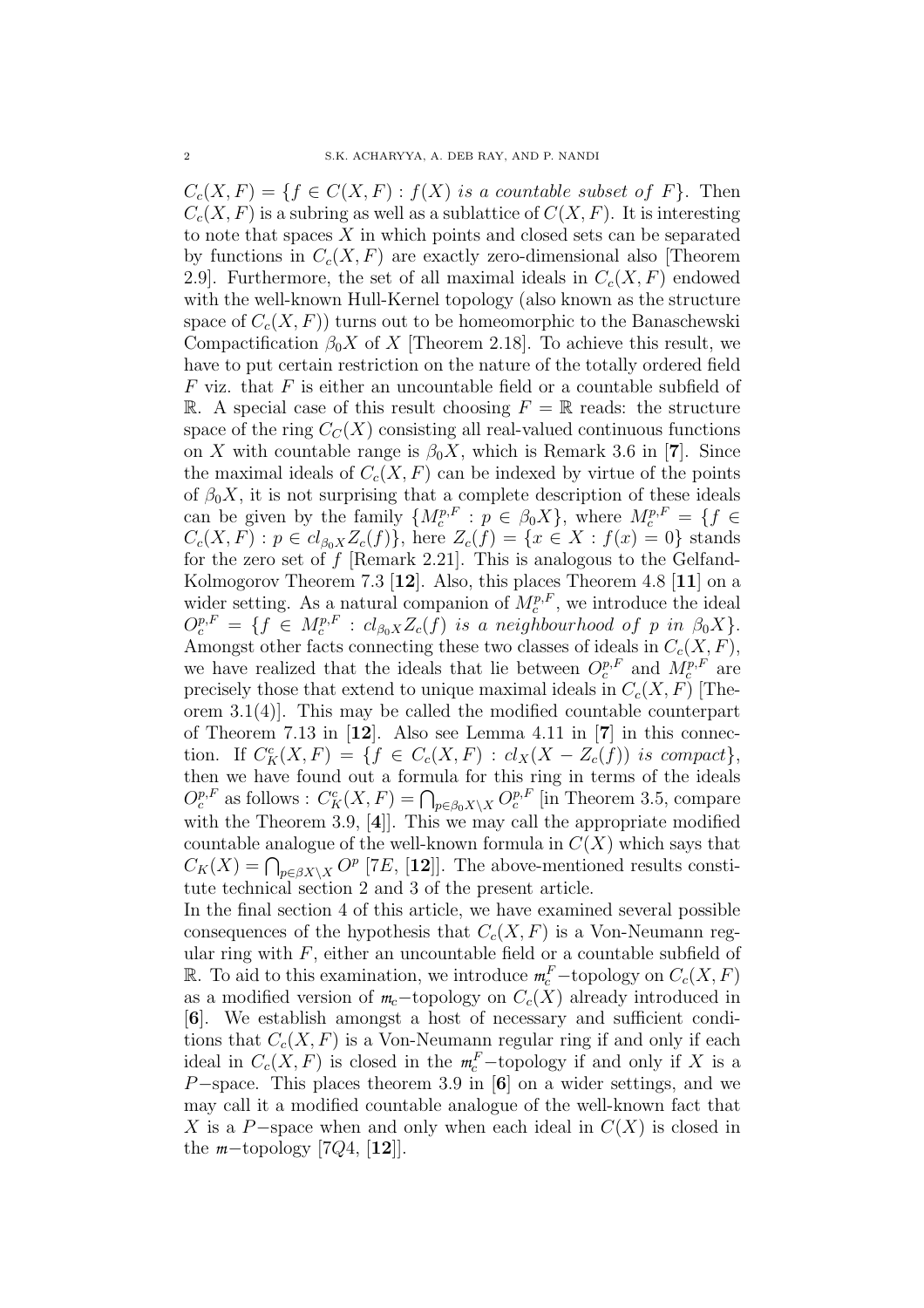$C_c(X,F) = \{f \in C(X,F) : f(X)$ *is a countable subset of* $F\}$. Then $C_c(X,F)$ is a subring as well as a sublattice of $C(X,F)$. It is interesting to note that spaces $X$ in which points and closed sets can be separated by functions in $C_c(X,F)$ are exactly zero-dimensional also [Theorem 2.9]. Furthermore, the set of all maximal ideals in $C_c(X,F)$ endowed with the well-known Hull-Kernel topology (also known as the structure space of $C_c(X,F)$) turns out to be homeomorphic to the Banaschewski Compactification $\beta_0 X$ of $X$ [Theorem 2.18]. To achieve this result, we have to put certain restriction on the nature of the totally ordered field $F$ viz. that $F$ is either an uncountable field or a countable subfield of $\mathbb{R}$. A special case of this result choosing $F = \mathbb{R}$ reads: the structure space of the ring $C_C(X)$ consisting all real-valued continuous functions on $X$ with countable range is $\beta_0 X$, which is Remark 3.6 in [**7**]. Since the maximal ideals of $C_c(X,F)$ can be indexed by virtue of the points of $\beta_0 X$, it is not surprising that a complete description of these ideals can be given by the family $\{M_c^{p,F} : p \in \beta_0 X\}$, where $M_c^{p,F} = \{f \in C_c(X,F) : p \in cl_{\beta_0 X} Z_c(f)\}$, here $Z_c(f) = \{x \in X : f(x) = 0\}$ stands for the zero set of $f$ [Remark 2.21]. This is analogous to the Gelfand-Kolmogorov Theorem 7.3 [**12**]. Also, this places Theorem 4.8 [**11**] on a wider setting. As a natural companion of $M_c^{p,F}$, we introduce the ideal $O_c^{p,F} = \{f \in M_c^{p,F} : cl_{\beta_0 X} Z_c(f)$ *is a neighbourhood of* $p$ *in* $\beta_0 X\}$. Amongst other facts connecting these two classes of ideals in $C_c(X,F)$, we have realized that the ideals that lie between $O_c^{p,F}$ and $M_c^{p,F}$ are precisely those that extend to unique maximal ideals in $C_c(X,F)$ [Theorem 3.1(4)]. This may be called the modified countable counterpart of Theorem 7.13 in [**12**]. Also see Lemma 4.11 in [**7**] in this connection. If $C_K^c(X,F) = \{f \in C_c(X,F) : cl_X(X - Z_c(f))$ *is compact*$\}$, then we have found out a formula for this ring in terms of the ideals $O_c^{p,F}$ as follows : $C_K^c(X,F) = \bigcap_{p \in \beta_0 X \setminus X} O_c^{p,F}$ [in Theorem 3.5, compare with the Theorem 3.9, [**4**]]. This we may call the appropriate modified countable analogue of the well-known formula in $C(X)$ which says that $C_K(X) = \bigcap_{p \in \beta X \setminus X} O^p$ [7$E$, [**12**]]. The above-mentioned results constitute technical section 2 and 3 of the present article.

In the final section 4 of this article, we have examined several possible consequences of the hypothesis that $C_c(X,F)$ is a Von-Neumann regular ring with $F$, either an uncountable field or a countable subfield of $\mathbb{R}$. To aid to this examination, we introduce $m_c^F$−topology on $C_c(X,F)$ as a modified version of $m_c$−topology on $C_c(X)$ already introduced in [**6**]. We establish amongst a host of necessary and sufficient conditions that $C_c(X,F)$ is a Von-Neumann regular ring if and only if each ideal in $C_c(X,F)$ is closed in the $m_c^F$−topology if and only if $X$ is a $P$−space. This places theorem 3.9 in [**6**] on a wider settings, and we may call it a modified countable analogue of the well-known fact that $X$ is a $P$−space when and only when each ideal in $C(X)$ is closed in the $m$−topology [7$Q$4, [**12**]].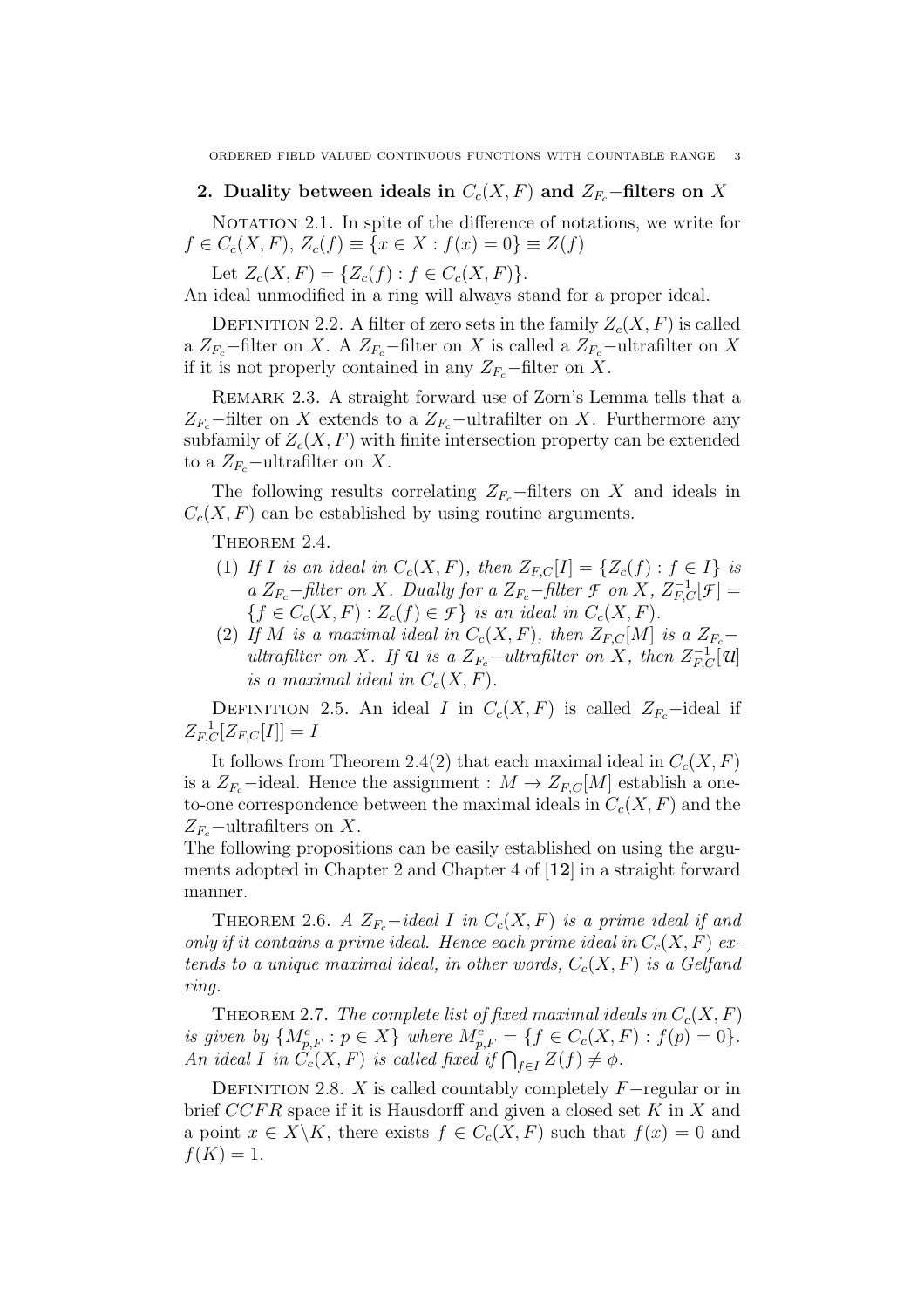## 2. Duality between ideals in $C_c(X, F)$ and $Z_{F_c}$−filters on $X$

Notation 2.1. In spite of the difference of notations, we write for $f \in C_c(X, F)$, $Z_c(f) \equiv \{x \in X : f(x) = 0\} \equiv Z(f)$

Let $Z_c(X, F) = \{Z_c(f) : f \in C_c(X, F)\}$.
An ideal unmodified in a ring will always stand for a proper ideal.

Definition 2.2. A filter of zero sets in the family $Z_c(X, F)$ is called a $Z_{F_c}$−filter on $X$. A $Z_{F_c}$−filter on $X$ is called a $Z_{F_c}$−ultrafilter on $X$ if it is not properly contained in any $Z_{F_c}$−filter on $X$.

Remark 2.3. A straight forward use of Zorn's Lemma tells that a $Z_{F_c}$−filter on $X$ extends to a $Z_{F_c}$−ultrafilter on $X$. Furthermore any subfamily of $Z_c(X, F)$ with finite intersection property can be extended to a $Z_{F_c}$−ultrafilter on $X$.

The following results correlating $Z_{F_c}$−filters on $X$ and ideals in $C_c(X, F)$ can be established by using routine arguments.

Theorem 2.4.

1. *If $I$ is an ideal in $C_c(X, F)$, then $Z_{F,C}[I] = \{Z_c(f) : f \in I\}$ is a $Z_{F_c}$−filter on $X$. Dually for a $Z_{F_c}$−filter $\mathcal{F}$ on $X$, $Z_{F,C}^{-1}[\mathcal{F}] = \{f \in C_c(X, F) : Z_c(f) \in \mathcal{F}\}$ is an ideal in $C_c(X, F)$.*
2. *If $M$ is a maximal ideal in $C_c(X, F)$, then $Z_{F,C}[M]$ is a $Z_{F_c}$−ultrafilter on $X$. If $\mathcal{U}$ is a $Z_{F_c}$−ultrafilter on $X$, then $Z_{F,C}^{-1}[\mathcal{U}]$ is a maximal ideal in $C_c(X, F)$.*

Definition 2.5. An ideal $I$ in $C_c(X, F)$ is called $Z_{F_c}$−ideal if $Z_{F,C}^{-1}[Z_{F,C}[I]] = I$

It follows from Theorem 2.4(2) that each maximal ideal in $C_c(X, F)$ is a $Z_{F_c}$−ideal. Hence the assignment : $M \to Z_{F,C}[M]$ establish a one-to-one correspondence between the maximal ideals in $C_c(X, F)$ and the $Z_{F_c}$−ultrafilters on $X$.
The following propositions can be easily established on using the arguments adopted in Chapter 2 and Chapter 4 of [**12**] in a straight forward manner.

Theorem 2.6. *A $Z_{F_c}$−ideal $I$ in $C_c(X, F)$ is a prime ideal if and only if it contains a prime ideal. Hence each prime ideal in $C_c(X, F)$ extends to a unique maximal ideal, in other words, $C_c(X, F)$ is a Gelfand ring.*

Theorem 2.7. *The complete list of fixed maximal ideals in $C_c(X, F)$ is given by $\{M_{p,F}^c : p \in X\}$ where $M_{p,F}^c = \{f \in C_c(X, F) : f(p) = 0\}$. An ideal $I$ in $C_c(X, F)$ is called fixed if $\bigcap_{f \in I} Z(f) \neq \phi$.*

Definition 2.8. $X$ is called countably completely $F$−regular or in brief $CCFR$ space if it is Hausdorff and given a closed set $K$ in $X$ and a point $x \in X \backslash K$, there exists $f \in C_c(X, F)$ such that $f(x) = 0$ and $f(K) = 1$.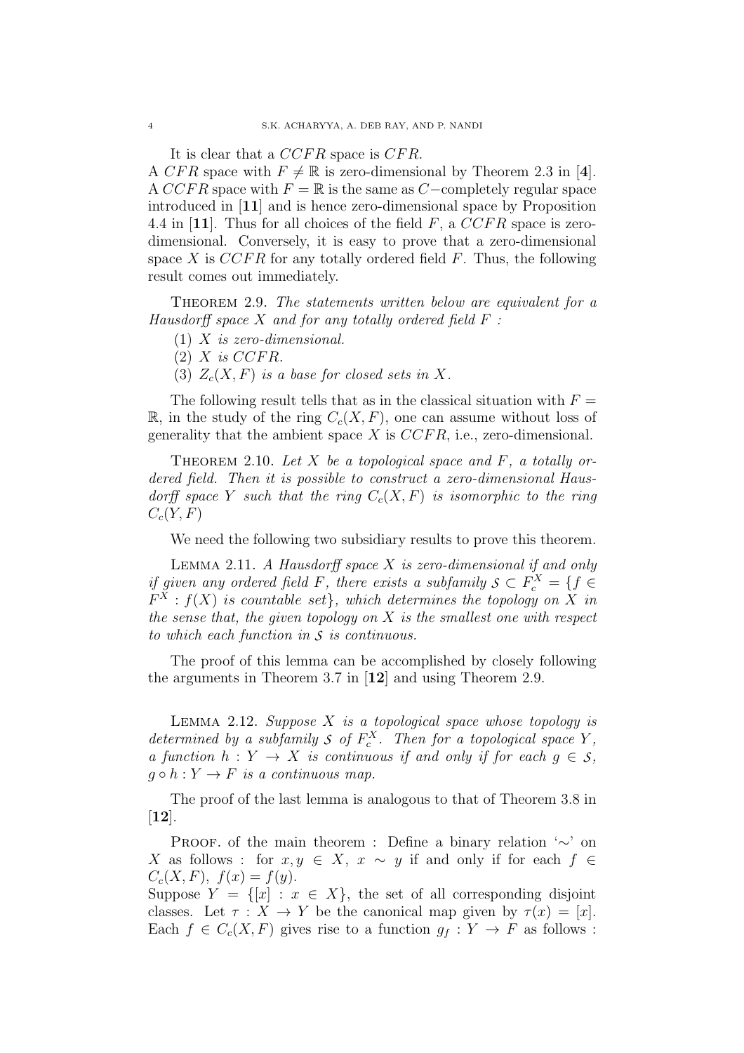It is clear that a $CCFR$ space is $CFR$.
A $CFR$ space with $F \neq \mathbb{R}$ is zero-dimensional by Theorem 2.3 in [**4**]. A $CCFR$ space with $F = \mathbb{R}$ is the same as $C-$completely regular space introduced in [**11**] and is hence zero-dimensional space by Proposition 4.4 in [**11**]. Thus for all choices of the field $F$, a $CCFR$ space is zero-dimensional. Conversely, it is easy to prove that a zero-dimensional space $X$ is $CCFR$ for any totally ordered field $F$. Thus, the following result comes out immediately.

Theorem 2.9. *The statements written below are equivalent for a Hausdorff space $X$ and for any totally ordered field $F$ :*

1. *$X$ is zero-dimensional.*
2. *$X$ is $CCFR$.*
3. *$Z_c(X, F)$ is a base for closed sets in $X$.*

The following result tells that as in the classical situation with $F = \mathbb{R}$, in the study of the ring $C_c(X, F)$, one can assume without loss of generality that the ambient space $X$ is $CCFR$, i.e., zero-dimensional.

Theorem 2.10. *Let $X$ be a topological space and $F$, a totally ordered field. Then it is possible to construct a zero-dimensional Hausdorff space $Y$ such that the ring $C_c(X, F)$ is isomorphic to the ring $C_c(Y, F)$*

We need the following two subsidiary results to prove this theorem.

Lemma 2.11. *A Hausdorff space $X$ is zero-dimensional if and only if given any ordered field $F$, there exists a subfamily $\mathcal{S} \subset F_c^X = \{f \in F^X : f(X)$ is countable set$\}$, which determines the topology on $X$ in the sense that, the given topology on $X$ is the smallest one with respect to which each function in $\mathcal{S}$ is continuous.*

The proof of this lemma can be accomplished by closely following the arguments in Theorem 3.7 in [**12**] and using Theorem 2.9.

Lemma 2.12. *Suppose $X$ is a topological space whose topology is determined by a subfamily $\mathcal{S}$ of $F_c^X$. Then for a topological space $Y$, a function $h : Y \to X$ is continuous if and only if for each $g \in \mathcal{S}$, $g \circ h : Y \to F$ is a continuous map.*

The proof of the last lemma is analogous to that of Theorem 3.8 in [**12**].

Proof. of the main theorem : Define a binary relation '$\sim$' on $X$ as follows : for $x, y \in X$, $x \sim y$ if and only if for each $f \in C_c(X, F)$, $f(x) = f(y)$.
Suppose $Y = \{[x] : x \in X\}$, the set of all corresponding disjoint classes. Let $\tau : X \to Y$ be the canonical map given by $\tau(x) = [x]$. Each $f \in C_c(X, F)$ gives rise to a function $g_f : Y \to F$ as follows :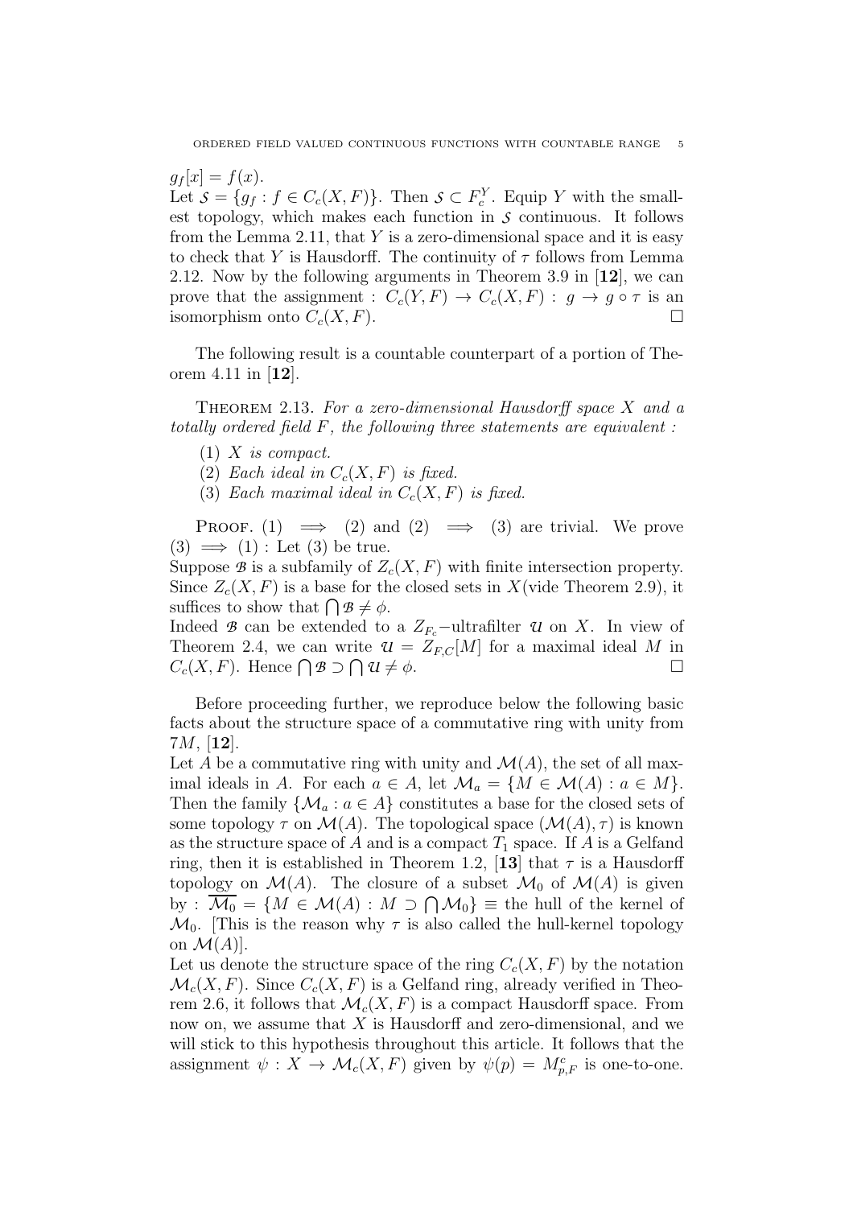$g_f[x] = f(x)$.

Let $\mathcal{S} = \{g_f : f \in C_c(X,F)\}$. Then $\mathcal{S} \subset F_c^Y$. Equip $Y$ with the smallest topology, which makes each function in $\mathcal{S}$ continuous. It follows from the Lemma 2.11, that $Y$ is a zero-dimensional space and it is easy to check that $Y$ is Hausdorff. The continuity of $\tau$ follows from Lemma 2.12. Now by the following arguments in Theorem 3.9 in [**12**], we can prove that the assignment : $C_c(Y,F) \to C_c(X,F) : g \to g \circ \tau$ is an isomorphism onto $C_c(X,F)$. $\square$

The following result is a countable counterpart of a portion of Theorem 4.11 in [**12**].

THEOREM 2.13. *For a zero-dimensional Hausdorff space $X$ and a totally ordered field $F$, the following three statements are equivalent :*

1. *$X$ is compact.*
2. *Each ideal in $C_c(X,F)$ is fixed.*
3. *Each maximal ideal in $C_c(X,F)$ is fixed.*

PROOF. (1) $\implies$ (2) and (2) $\implies$ (3) are trivial. We prove (3) $\implies$ (1) : Let (3) be true.

Suppose $\mathcal{B}$ is a subfamily of $Z_c(X,F)$ with finite intersection property. Since $Z_c(X,F)$ is a base for the closed sets in $X$(vide Theorem 2.9), it suffices to show that $\bigcap \mathcal{B} \neq \phi$.

Indeed $\mathcal{B}$ can be extended to a $Z_{F_c}-$ultrafilter $\mathcal{U}$ on $X$. In view of Theorem 2.4, we can write $\mathcal{U} = Z_{F,C}[M]$ for a maximal ideal $M$ in $C_c(X,F)$. Hence $\bigcap \mathcal{B} \supset \bigcap \mathcal{U} \neq \phi$. $\square$

Before proceeding further, we reproduce below the following basic facts about the structure space of a commutative ring with unity from $7M$, [**12**].

Let $A$ be a commutative ring with unity and $\mathcal{M}(A)$, the set of all maximal ideals in $A$. For each $a \in A$, let $\mathcal{M}_a = \{M \in \mathcal{M}(A) : a \in M\}$. Then the family $\{\mathcal{M}_a : a \in A\}$ constitutes a base for the closed sets of some topology $\tau$ on $\mathcal{M}(A)$. The topological space $(\mathcal{M}(A), \tau)$ is known as the structure space of $A$ and is a compact $T_1$ space. If $A$ is a Gelfand ring, then it is established in Theorem 1.2, [**13**] that $\tau$ is a Hausdorff topology on $\mathcal{M}(A)$. The closure of a subset $\mathcal{M}_0$ of $\mathcal{M}(A)$ is given by : $\overline{\mathcal{M}_0} = \{M \in \mathcal{M}(A) : M \supset \bigcap \mathcal{M}_0\} \equiv$ the hull of the kernel of $\mathcal{M}_0$. [This is the reason why $\tau$ is also called the hull-kernel topology on $\mathcal{M}(A)$].

Let us denote the structure space of the ring $C_c(X,F)$ by the notation $\mathcal{M}_c(X,F)$. Since $C_c(X,F)$ is a Gelfand ring, already verified in Theorem 2.6, it follows that $\mathcal{M}_c(X,F)$ is a compact Hausdorff space. From now on, we assume that $X$ is Hausdorff and zero-dimensional, and we will stick to this hypothesis throughout this article. It follows that the assignment $\psi : X \to \mathcal{M}_c(X,F)$ given by $\psi(p) = M^c_{p,F}$ is one-to-one.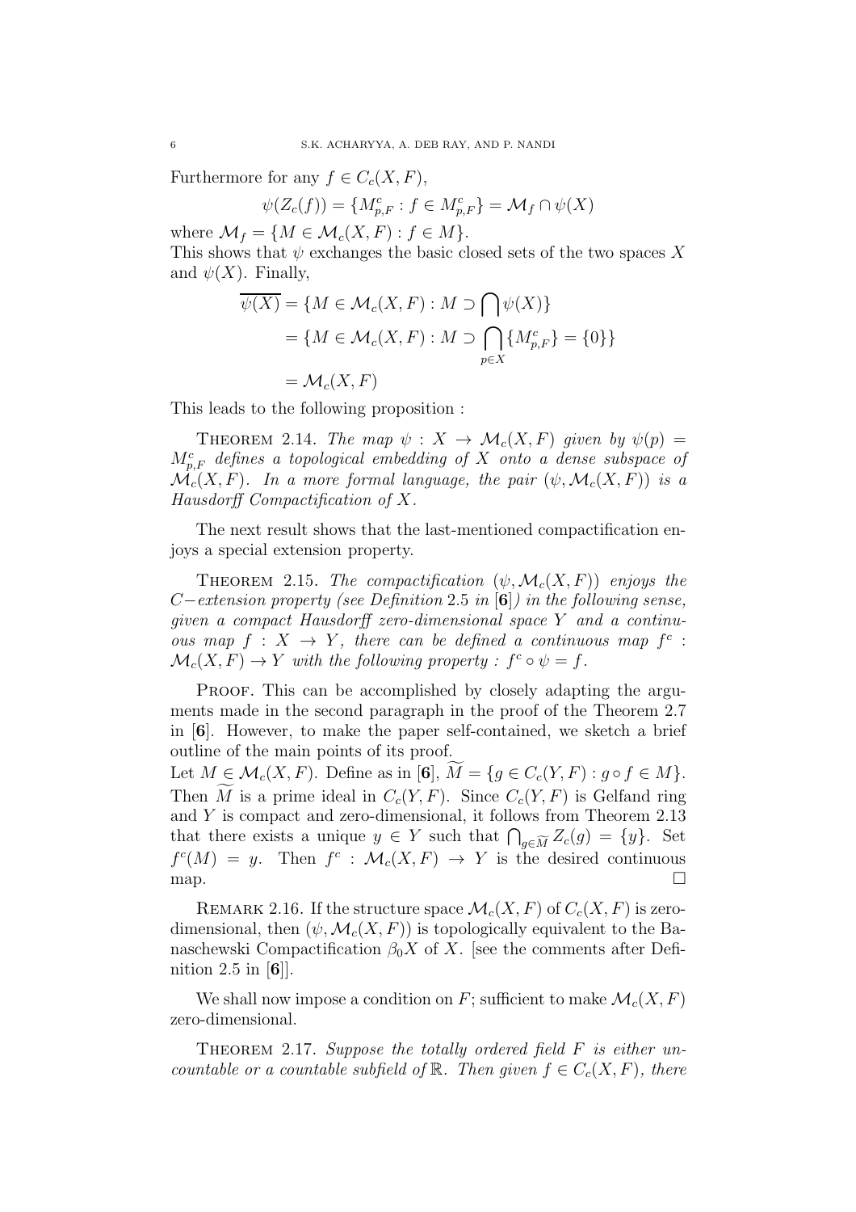Furthermore for any $f \in C_c(X, F)$,

$$\psi(Z_c(f)) = \{M^c_{p,F} : f \in M^c_{p,F}\} = \mathcal{M}_f \cap \psi(X)$$

where $\mathcal{M}_f = \{M \in \mathcal{M}_c(X, F) : f \in M\}$.

This shows that $\psi$ exchanges the basic closed sets of the two spaces $X$ and $\psi(X)$. Finally,

$$\begin{aligned}
\overline{\psi(X)} &= \{M \in \mathcal{M}_c(X, F) : M \supset \bigcap \psi(X)\} \\
&= \{M \in \mathcal{M}_c(X, F) : M \supset \bigcap_{p \in X} \{M^c_{p,F}\} = \{0\}\} \\
&= \mathcal{M}_c(X, F)
\end{aligned}$$

This leads to the following proposition :

Theorem 2.14. *The map $\psi : X \to \mathcal{M}_c(X, F)$ given by $\psi(p) = M^c_{p,F}$ defines a topological embedding of $X$ onto a dense subspace of $\mathcal{M}_c(X, F)$. In a more formal language, the pair $(\psi, \mathcal{M}_c(X, F))$ is a Hausdorff Compactification of $X$.*

The next result shows that the last-mentioned compactification enjoys a special extension property.

Theorem 2.15. *The compactification $(\psi, \mathcal{M}_c(X, F))$ enjoys the $C-$extension property (see Definition 2.5 in [**6**]) in the following sense, given a compact Hausdorff zero-dimensional space $Y$ and a continuous map $f : X \to Y$, there can be defined a continuous map $f^c : \mathcal{M}_c(X, F) \to Y$ with the following property : $f^c \circ \psi = f$.*

Proof. This can be accomplished by closely adapting the arguments made in the second paragraph in the proof of the Theorem 2.7 in [**6**]. However, to make the paper self-contained, we sketch a brief outline of the main points of its proof.

Let $M \in \mathcal{M}_c(X, F)$. Define as in [**6**], $\widetilde{M} = \{g \in C_c(Y, F) : g \circ f \in M\}$. Then $\widetilde{M}$ is a prime ideal in $C_c(Y, F)$. Since $C_c(Y, F)$ is Gelfand ring and $Y$ is compact and zero-dimensional, it follows from Theorem 2.13 that there exists a unique $y \in Y$ such that $\bigcap_{g \in \widetilde{M}} Z_c(g) = \{y\}$. Set $f^c(M) = y$. Then $f^c : \mathcal{M}_c(X, F) \to Y$ is the desired continuous map. □

Remark 2.16. If the structure space $\mathcal{M}_c(X, F)$ of $C_c(X, F)$ is zero-dimensional, then $(\psi, \mathcal{M}_c(X, F))$ is topologically equivalent to the Banaschewski Compactification $\beta_0 X$ of $X$. [see the comments after Definition 2.5 in [**6**]].

We shall now impose a condition on $F$; sufficient to make $\mathcal{M}_c(X, F)$ zero-dimensional.

Theorem 2.17. *Suppose the totally ordered field $F$ is either uncountable or a countable subfield of $\mathbb{R}$. Then given $f \in C_c(X, F)$, there*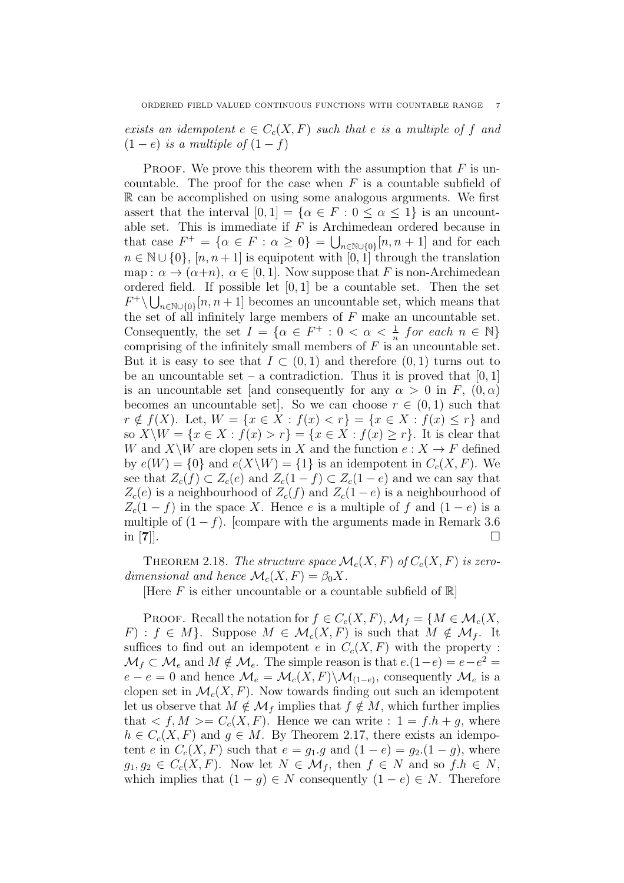*exists an idempotent $e \in C_c(X, F)$ such that $e$ is a multiple of $f$ and $(1-e)$ is a multiple of $(1-f)$*

Proof. We prove this theorem with the assumption that $F$ is uncountable. The proof for the case when $F$ is a countable subfield of $\mathbb{R}$ can be accomplished on using some analogous arguments. We first assert that the interval $[0, 1] = \{\alpha \in F : 0 \leq \alpha \leq 1\}$ is an uncountable set. This is immediate if $F$ is Archimedean ordered because in that case $F^+ = \{\alpha \in F : \alpha \geq 0\} = \bigcup_{n \in \mathbb{N}\cup\{0\}}[n, n+1]$ and for each $n \in \mathbb{N} \cup \{0\}$, $[n, n+1]$ is equipotent with $[0, 1]$ through the translation map : $\alpha \to (\alpha + n)$, $\alpha \in [0, 1]$. Now suppose that $F$ is non-Archimedean ordered field. If possible let $[0, 1]$ be a countable set. Then the set $F^+ \setminus \bigcup_{n \in \mathbb{N}\cup\{0\}}[n, n+1]$ becomes an uncountable set, which means that the set of all infinitely large members of $F$ make an uncountable set. Consequently, the set $I = \{\alpha \in F^+ : 0 < \alpha < \frac{1}{n} \text{ for each } n \in \mathbb{N}\}$ comprising of the infinitely small members of $F$ is an uncountable set. But it is easy to see that $I \subset (0, 1)$ and therefore $(0, 1)$ turns out to be an uncountable set – a contradiction. Thus it is proved that $[0, 1]$ is an uncountable set [and consequently for any $\alpha > 0$ in $F$, $(0, \alpha)$ becomes an uncountable set]. So we can choose $r \in (0, 1)$ such that $r \notin f(X)$. Let, $W = \{x \in X : f(x) < r\} = \{x \in X : f(x) \leq r\}$ and so $X \setminus W = \{x \in X : f(x) > r\} = \{x \in X : f(x) \geq r\}$. It is clear that $W$ and $X \setminus W$ are clopen sets in $X$ and the function $e : X \to F$ defined by $e(W) = \{0\}$ and $e(X \setminus W) = \{1\}$ is an idempotent in $C_c(X, F)$. We see that $Z_c(f) \subset Z_c(e)$ and $Z_c(1-f) \subset Z_c(1-e)$ and we can say that $Z_c(e)$ is a neighbourhood of $Z_c(f)$ and $Z_c(1-e)$ is a neighbourhood of $Z_c(1-f)$ in the space $X$. Hence $e$ is a multiple of $f$ and $(1-e)$ is a multiple of $(1-f)$. [compare with the arguments made in Remark 3.6 in [**7**]]. □

Theorem 2.18. *The structure space $\mathcal{M}_c(X, F)$ of $C_c(X, F)$ is zero-dimensional and hence $\mathcal{M}_c(X, F) = \beta_0 X$.*

[Here $F$ is either uncountable or a countable subfield of $\mathbb{R}$]

Proof. Recall the notation for $f \in C_c(X, F)$, $\mathcal{M}_f = \{M \in \mathcal{M}_c(X, F) : f \in M\}$. Suppose $M \in \mathcal{M}_c(X, F)$ is such that $M \notin \mathcal{M}_f$. It suffices to find out an idempotent $e$ in $C_c(X, F)$ with the property : $\mathcal{M}_f \subset \mathcal{M}_e$ and $M \notin \mathcal{M}_e$. The simple reason is that $e.(1-e) = e - e^2 = e - e = 0$ and hence $\mathcal{M}_e = \mathcal{M}_c(X, F) \setminus \mathcal{M}_{(1-e)}$, consequently $\mathcal{M}_e$ is a clopen set in $\mathcal{M}_c(X, F)$. Now towards finding out such an idempotent let us observe that $M \notin \mathcal{M}_f$ implies that $f \notin M$, which further implies that $< f, M >= C_c(X, F)$. Hence we can write : $1 = f.h + g$, where $h \in C_c(X, F)$ and $g \in M$. By Theorem 2.17, there exists an idempotent $e$ in $C_c(X, F)$ such that $e = g_1.g$ and $(1-e) = g_2.(1-g)$, where $g_1, g_2 \in C_c(X, F)$. Now let $N \in \mathcal{M}_f$, then $f \in N$ and so $f.h \in N$, which implies that $(1-g) \in N$ consequently $(1-e) \in N$. Therefore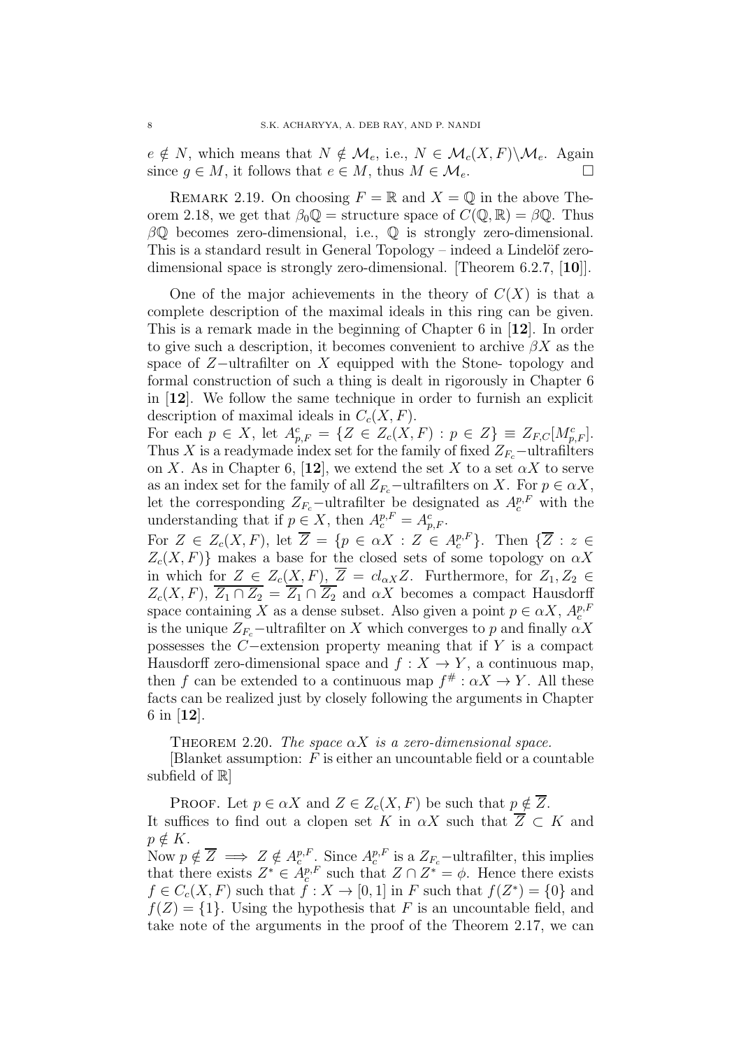$e \notin N$, which means that $N \notin \mathcal{M}_e$, i.e., $N \in \mathcal{M}_c(X, F) \backslash \mathcal{M}_e$. Again since $g \in M$, it follows that $e \in M$, thus $M \in \mathcal{M}_e$. $\square$

Remark 2.19. On choosing $F = \mathbb{R}$ and $X = \mathbb{Q}$ in the above Theorem 2.18, we get that $\beta_0\mathbb{Q}$ = structure space of $C(\mathbb{Q}, \mathbb{R}) = \beta\mathbb{Q}$. Thus $\beta\mathbb{Q}$ becomes zero-dimensional, i.e., $\mathbb{Q}$ is strongly zero-dimensional. This is a standard result in General Topology – indeed a Lindelöf zero-dimensional space is strongly zero-dimensional. [Theorem 6.2.7, [**10**]].

One of the major achievements in the theory of $C(X)$ is that a complete description of the maximal ideals in this ring can be given. This is a remark made in the beginning of Chapter 6 in [**12**]. In order to give such a description, it becomes convenient to archive $\beta X$ as the space of $Z-$ultrafilter on $X$ equipped with the Stone- topology and formal construction of such a thing is dealt in rigorously in Chapter 6 in [**12**]. We follow the same technique in order to furnish an explicit description of maximal ideals in $C_c(X, F)$.
For each $p \in X$, let $A^c_{p,F} = \{Z \in Z_c(X, F) : p \in Z\} \equiv Z_{F,C}[M^c_{p,F}]$. Thus $X$ is a readymade index set for the family of fixed $Z_{F_c}-$ultrafilters on $X$. As in Chapter 6, [**12**], we extend the set $X$ to a set $\alpha X$ to serve as an index set for the family of all $Z_{F_c}-$ultrafilters on $X$. For $p \in \alpha X$, let the corresponding $Z_{F_c}-$ultrafilter be designated as $A^{p,F}_c$ with the understanding that if $p \in X$, then $A^{p,F}_c = A^c_{p,F}$.
For $Z \in Z_c(X, F)$, let $\overline{Z} = \{p \in \alpha X : Z \in A^{p,F}_c\}$. Then $\{\overline{Z} : z \in Z_c(X, F)\}$ makes a base for the closed sets of some topology on $\alpha X$ in which for $Z \in Z_c(X, F)$, $\overline{Z} = cl_{\alpha X} Z$. Furthermore, for $Z_1, Z_2 \in Z_c(X, F)$, $\overline{Z_1 \cap Z_2} = \overline{Z_1} \cap \overline{Z_2}$ and $\alpha X$ becomes a compact Hausdorff space containing $X$ as a dense subset. Also given a point $p \in \alpha X$, $A^{p,F}_c$ is the unique $Z_{F_c}-$ultrafilter on $X$ which converges to $p$ and finally $\alpha X$ possesses the $C-$extension property meaning that if $Y$ is a compact Hausdorff zero-dimensional space and $f : X \to Y$, a continuous map, then $f$ can be extended to a continuous map $f^{\#} : \alpha X \to Y$. All these facts can be realized just by closely following the arguments in Chapter 6 in [**12**].

Theorem 2.20. *The space $\alpha X$ is a zero-dimensional space.*

[Blanket assumption: $F$ is either an uncountable field or a countable subfield of $\mathbb{R}$]

Proof. Let $p \in \alpha X$ and $Z \in Z_c(X, F)$ be such that $p \notin \overline{Z}$.
It suffices to find out a clopen set $K$ in $\alpha X$ such that $\overline{Z} \subset K$ and $p \notin K$.
Now $p \notin \overline{Z} \implies Z \notin A^{p,F}_c$. Since $A^{p,F}_c$ is a $Z_{F_c}-$ultrafilter, this implies that there exists $Z^* \in A^{p,F}_c$ such that $Z \cap Z^* = \phi$. Hence there exists $f \in C_c(X, F)$ such that $f : X \to [0, 1]$ in $F$ such that $f(Z^*) = \{0\}$ and $f(Z) = \{1\}$. Using the hypothesis that $F$ is an uncountable field, and take note of the arguments in the proof of the Theorem 2.17, we can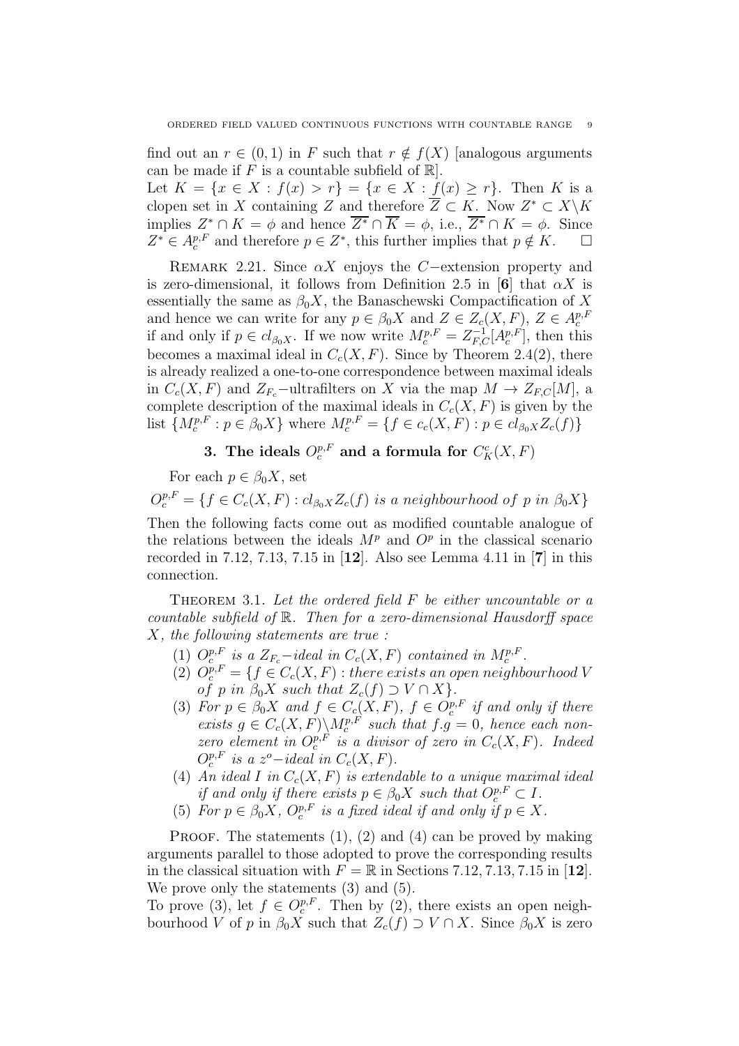find out an $r \in (0,1)$ in $F$ such that $r \notin f(X)$ [analogous arguments can be made if $F$ is a countable subfield of $\mathbb{R}$].
Let $K = \{x \in X : f(x) > r\} = \{x \in X : f(x) \geq r\}$. Then $K$ is a clopen set in $X$ containing $Z$ and therefore $\overline{Z} \subset K$. Now $Z^* \subset X \backslash K$ implies $Z^* \cap K = \phi$ and hence $\overline{Z^*} \cap \overline{K} = \phi$, i.e., $\overline{Z^*} \cap K = \phi$. Since $Z^* \in A_c^{p,F}$ and therefore $p \in Z^*$, this further implies that $p \notin K$. $\square$

Remark 2.21. Since $\alpha X$ enjoys the $C-$extension property and is zero-dimensional, it follows from Definition 2.5 in [**6**] that $\alpha X$ is essentially the same as $\beta_0 X$, the Banaschewski Compactification of $X$ and hence we can write for any $p \in \beta_0 X$ and $Z \in Z_c(X,F)$, $Z \in A_c^{p,F}$ if and only if $p \in cl_{\beta_0 X}$. If we now write $M_c^{p,F} = Z_{F,C}^{-1}[A_c^{p,F}]$, then this becomes a maximal ideal in $C_c(X,F)$. Since by Theorem 2.4(2), there is already realized a one-to-one correspondence between maximal ideals in $C_c(X,F)$ and $Z_{F_c}-$ultrafilters on $X$ via the map $M \to Z_{F,C}[M]$, a complete description of the maximal ideals in $C_c(X,F)$ is given by the list $\{M_c^{p,F} : p \in \beta_0 X\}$ where $M_c^{p,F} = \{f \in c_c(X,F) : p \in cl_{\beta_0 X} Z_c(f)\}$

## 3. The ideals $O_c^{p,F}$ and a formula for $C_K^c(X,F)$

For each $p \in \beta_0 X$, set

$O_c^{p,F} = \{f \in C_c(X,F) : cl_{\beta_0 X} Z_c(f)$ *is a neighbourhood of* $p$ *in* $\beta_0 X\}$

Then the following facts come out as modified countable analogue of the relations between the ideals $M^p$ and $O^p$ in the classical scenario recorded in 7.12, 7.13, 7.15 in [**12**]. Also see Lemma 4.11 in [**7**] in this connection.

Theorem 3.1. *Let the ordered field $F$ be either uncountable or a countable subfield of $\mathbb{R}$. Then for a zero-dimensional Hausdorff space $X$, the following statements are true :*

1. *$O_c^{p,F}$ is a $Z_{F_c}-$ideal in $C_c(X,F)$ contained in $M_c^{p,F}$.*
2. *$O_c^{p,F} = \{f \in C_c(X,F) :$ there exists an open neighbourhood $V$ of $p$ in $\beta_0 X$ such that $Z_c(f) \supset V \cap X\}$.*
3. *For $p \in \beta_0 X$ and $f \in C_c(X,F)$, $f \in O_c^{p,F}$ if and only if there exists $g \in C_c(X,F) \backslash M_c^{p,F}$ such that $f.g = 0$, hence each non-zero element in $O_c^{p,F}$ is a divisor of zero in $C_c(X,F)$. Indeed $O_c^{p,F}$ is a $z^o-$ideal in $C_c(X,F)$.*
4. *An ideal $I$ in $C_c(X,F)$ is extendable to a unique maximal ideal if and only if there exists $p \in \beta_0 X$ such that $O_c^{p,F} \subset I$.*
5. *For $p \in \beta_0 X$, $O_c^{p,F}$ is a fixed ideal if and only if $p \in X$.*

Proof. The statements (1), (2) and (4) can be proved by making arguments parallel to those adopted to prove the corresponding results in the classical situation with $F = \mathbb{R}$ in Sections 7.12, 7.13, 7.15 in [**12**]. We prove only the statements (3) and (5).
To prove (3), let $f \in O_c^{p,F}$. Then by (2), there exists an open neighbourhood $V$ of $p$ in $\beta_0 X$ such that $Z_c(f) \supset V \cap X$. Since $\beta_0 X$ is zero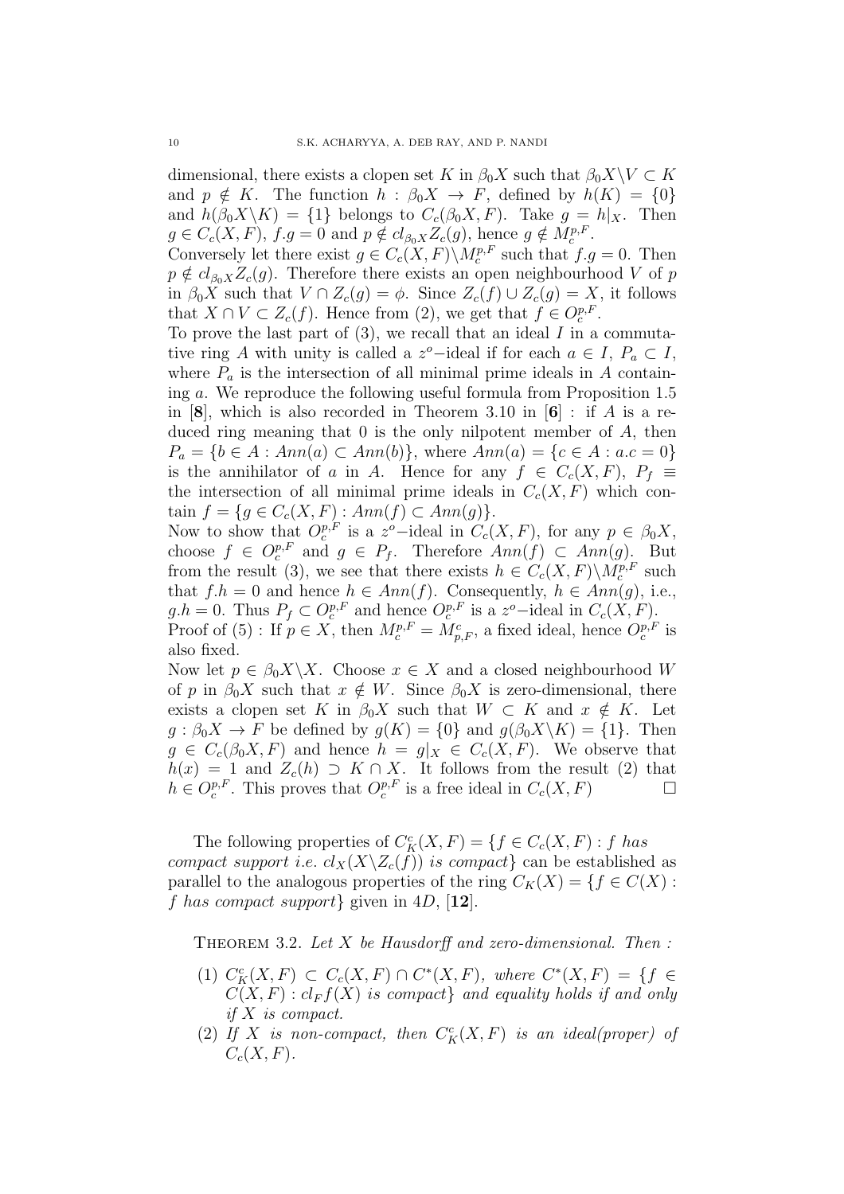dimensional, there exists a clopen set $K$ in $\beta_0 X$ such that $\beta_0 X \backslash V \subset K$ and $p \notin K$. The function $h : \beta_0 X \to F$, defined by $h(K) = \{0\}$ and $h(\beta_0 X \backslash K) = \{1\}$ belongs to $C_c(\beta_0 X, F)$. Take $g = h|_X$. Then $g \in C_c(X, F)$, $f.g = 0$ and $p \notin cl_{\beta_0 X} Z_c(g)$, hence $g \notin M_c^{p,F}$.
Conversely let there exist $g \in C_c(X, F) \backslash M_c^{p,F}$ such that $f.g = 0$. Then $p \notin cl_{\beta_0 X} Z_c(g)$. Therefore there exists an open neighbourhood $V$ of $p$ in $\beta_0 X$ such that $V \cap Z_c(g) = \phi$. Since $Z_c(f) \cup Z_c(g) = X$, it follows that $X \cap V \subset Z_c(f)$. Hence from (2), we get that $f \in O_c^{p,F}$.
To prove the last part of (3), we recall that an ideal $I$ in a commutative ring $A$ with unity is called a $z^o$−ideal if for each $a \in I$, $P_a \subset I$, where $P_a$ is the intersection of all minimal prime ideals in $A$ containing $a$. We reproduce the following useful formula from Proposition 1.5 in [**8**], which is also recorded in Theorem 3.10 in [**6**] : if $A$ is a reduced ring meaning that 0 is the only nilpotent member of $A$, then $P_a = \{b \in A : Ann(a) \subset Ann(b)\}$, where $Ann(a) = \{c \in A : a.c = 0\}$ is the annihilator of $a$ in $A$. Hence for any $f \in C_c(X, F)$, $P_f \equiv$ the intersection of all minimal prime ideals in $C_c(X, F)$ which contain $f = \{g \in C_c(X, F) : Ann(f) \subset Ann(g)\}$.
Now to show that $O_c^{p,F}$ is a $z^o$−ideal in $C_c(X, F)$, for any $p \in \beta_0 X$, choose $f \in O_c^{p,F}$ and $g \in P_f$. Therefore $Ann(f) \subset Ann(g)$. But from the result (3), we see that there exists $h \in C_c(X, F) \backslash M_c^{p,F}$ such that $f.h = 0$ and hence $h \in Ann(f)$. Consequently, $h \in Ann(g)$, i.e., $g.h = 0$. Thus $P_f \subset O_c^{p,F}$ and hence $O_c^{p,F}$ is a $z^o$−ideal in $C_c(X, F)$.
Proof of (5) : If $p \in X$, then $M_c^{p,F} = M_{p,F}^c$, a fixed ideal, hence $O_c^{p,F}$ is also fixed.
Now let $p \in \beta_0 X \backslash X$. Choose $x \in X$ and a closed neighbourhood $W$ of $p$ in $\beta_0 X$ such that $x \notin W$. Since $\beta_0 X$ is zero-dimensional, there exists a clopen set $K$ in $\beta_0 X$ such that $W \subset K$ and $x \notin K$. Let $g : \beta_0 X \to F$ be defined by $g(K) = \{0\}$ and $g(\beta_0 X \backslash K) = \{1\}$. Then $g \in C_c(\beta_0 X, F)$ and hence $h = g|_X \in C_c(X, F)$. We observe that $h(x) = 1$ and $Z_c(h) \supset K \cap X$. It follows from the result (2) that $h \in O_c^{p,F}$. This proves that $O_c^{p,F}$ is a free ideal in $C_c(X, F)$ □

The following properties of $C_K^c(X, F) = \{f \in C_c(X, F) : f$ *has compact support i.e.* $cl_X(X \backslash Z_c(f))$ *is compact*$\}$ can be established as parallel to the analogous properties of the ring $C_K(X) = \{f \in C(X) :$ *f has compact support*$\}$ given in 4$D$, [**12**].

Theorem 3.2. *Let $X$ be Hausdorff and zero-dimensional. Then :*

1. $C_K^c(X, F) \subset C_c(X, F) \cap C^*(X, F)$*, where* $C^*(X, F) = \{f \in C(X, F) : cl_F f(X)$ *is compact*$\}$ *and equality holds if and only if $X$ is compact.*
2. *If $X$ is non-compact, then $C_K^c(X, F)$ is an ideal(proper) of $C_c(X, F)$.*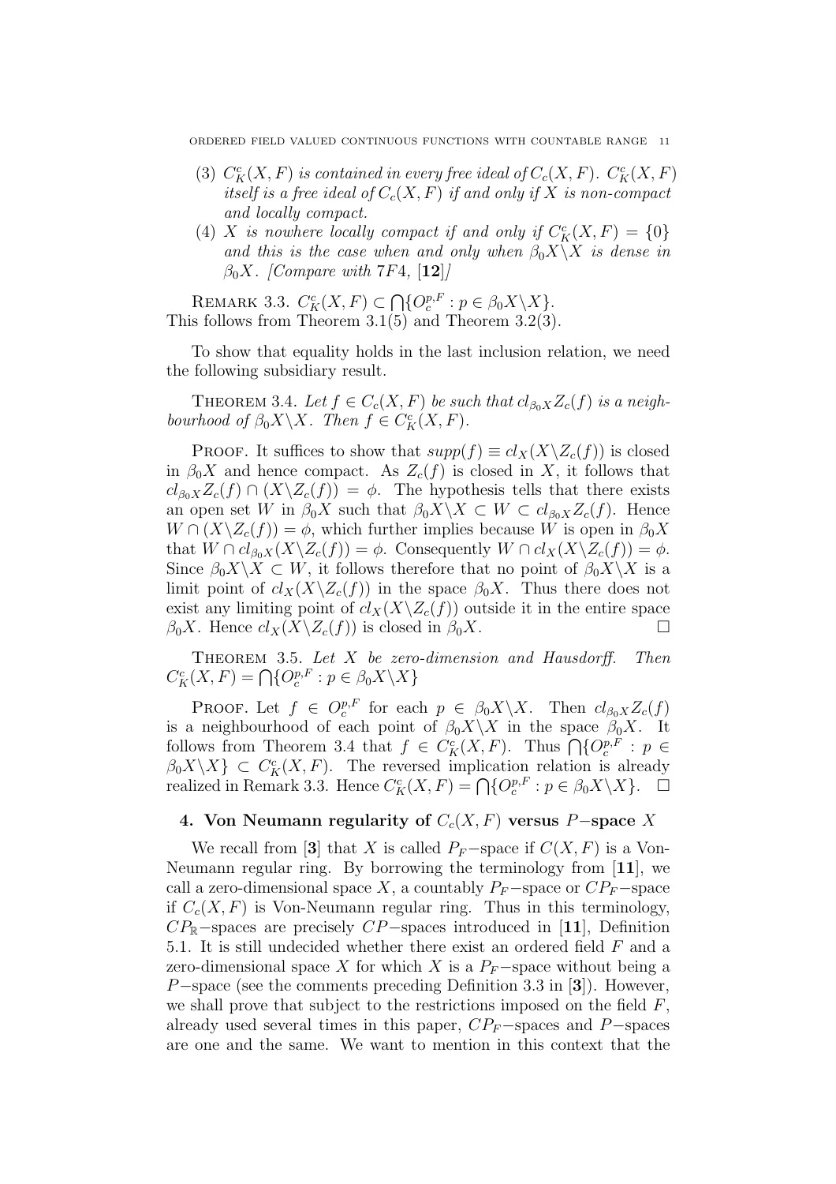(3) $C_K^c(X,F)$ *is contained in every free ideal of* $C_c(X,F)$. $C_K^c(X,F)$ *itself is a free ideal of* $C_c(X,F)$ *if and only if* $X$ *is non-compact and locally compact.*

(4) $X$ *is nowhere locally compact if and only if* $C_K^c(X,F) = \{0\}$ *and this is the case when and only when* $\beta_0 X \backslash X$ *is dense in* $\beta_0 X$. *[Compare with 7F4, [12]]*

Remark 3.3. $C_K^c(X,F) \subset \bigcap\{O_c^{p,F} : p \in \beta_0 X \backslash X\}$.
This follows from Theorem 3.1(5) and Theorem 3.2(3).

To show that equality holds in the last inclusion relation, we need the following subsidiary result.

Theorem 3.4. *Let* $f \in C_c(X,F)$ *be such that* $cl_{\beta_0 X} Z_c(f)$ *is a neighbourhood of* $\beta_0 X \backslash X$. *Then* $f \in C_K^c(X,F)$.

Proof. It suffices to show that $supp(f) \equiv cl_X(X \backslash Z_c(f))$ is closed in $\beta_0 X$ and hence compact. As $Z_c(f)$ is closed in $X$, it follows that $cl_{\beta_0 X} Z_c(f) \cap (X \backslash Z_c(f)) = \phi$. The hypothesis tells that there exists an open set $W$ in $\beta_0 X$ such that $\beta_0 X \backslash X \subset W \subset cl_{\beta_0 X} Z_c(f)$. Hence $W \cap (X \backslash Z_c(f)) = \phi$, which further implies because $W$ is open in $\beta_0 X$ that $W \cap cl_{\beta_0 X}(X \backslash Z_c(f)) = \phi$. Consequently $W \cap cl_X(X \backslash Z_c(f)) = \phi$. Since $\beta_0 X \backslash X \subset W$, it follows therefore that no point of $\beta_0 X \backslash X$ is a limit point of $cl_X(X \backslash Z_c(f))$ in the space $\beta_0 X$. Thus there does not exist any limiting point of $cl_X(X \backslash Z_c(f))$ outside it in the entire space $\beta_0 X$. Hence $cl_X(X \backslash Z_c(f))$ is closed in $\beta_0 X$. $\square$

Theorem 3.5. *Let* $X$ *be zero-dimension and Hausdorff. Then* $C_K^c(X,F) = \bigcap\{O_c^{p,F} : p \in \beta_0 X \backslash X\}$

Proof. Let $f \in O_c^{p,F}$ for each $p \in \beta_0 X \backslash X$. Then $cl_{\beta_0 X} Z_c(f)$ is a neighbourhood of each point of $\beta_0 X \backslash X$ in the space $\beta_0 X$. It follows from Theorem 3.4 that $f \in C_K^c(X,F)$. Thus $\bigcap\{O_c^{p,F} : p \in \beta_0 X \backslash X\} \subset C_K^c(X,F)$. The reversed implication relation is already realized in Remark 3.3. Hence $C_K^c(X,F) = \bigcap\{O_c^{p,F} : p \in \beta_0 X \backslash X\}$. $\square$

## 4. Von Neumann regularity of $C_c(X,F)$ versus $P-$space $X$

We recall from [3] that $X$ is called $P_F-$space if $C(X,F)$ is a Von-Neumann regular ring. By borrowing the terminology from [11], we call a zero-dimensional space $X$, a countably $P_F-$space or $CP_F-$space if $C_c(X,F)$ is Von-Neumann regular ring. Thus in this terminology, $CP_{\mathbb{R}}-$spaces are precisely $CP-$spaces introduced in [11], Definition 5.1. It is still undecided whether there exist an ordered field $F$ and a zero-dimensional space $X$ for which $X$ is a $P_F-$space without being a $P-$space (see the comments preceding Definition 3.3 in [3]). However, we shall prove that subject to the restrictions imposed on the field $F$, already used several times in this paper, $CP_F-$spaces and $P-$spaces are one and the same. We want to mention in this context that the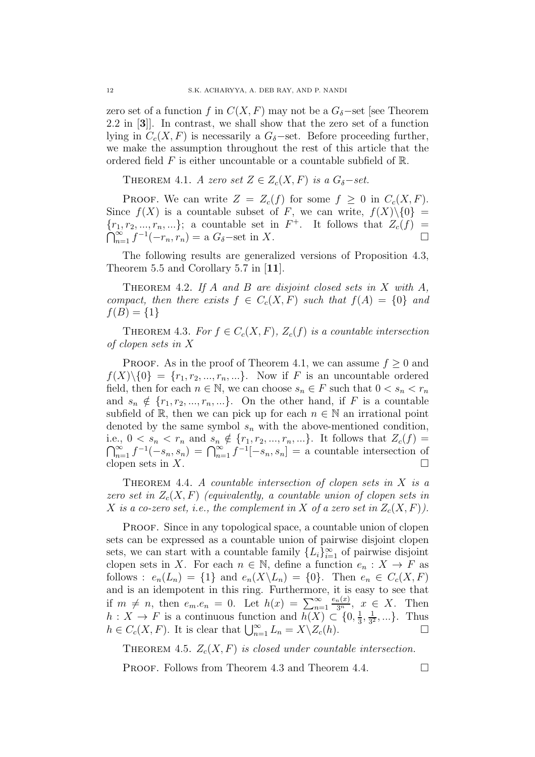zero set of a function $f$ in $C(X,F)$ may not be a $G_\delta$−set [see Theorem 2.2 in [**3**]]. In contrast, we shall show that the zero set of a function lying in $C_c(X,F)$ is necessarily a $G_\delta$−set. Before proceeding further, we make the assumption throughout the rest of this article that the ordered field $F$ is either uncountable or a countable subfield of $\mathbb{R}$.

THEOREM 4.1. *A zero set $Z \in Z_c(X,F)$ is a $G_\delta$−set.*

PROOF. We can write $Z = Z_c(f)$ for some $f \geq 0$ in $C_c(X,F)$. Since $f(X)$ is a countable subset of $F$, we can write, $f(X)\setminus\{0\} = \{r_1, r_2, ..., r_n, ...\}$; a countable set in $F^+$. It follows that $Z_c(f) = \bigcap_{n=1}^{\infty} f^{-1}(-r_n, r_n) =$ a $G_\delta$−set in $X$. □

The following results are generalized versions of Proposition 4.3, Theorem 5.5 and Corollary 5.7 in [**11**].

THEOREM 4.2. *If $A$ and $B$ are disjoint closed sets in $X$ with $A$, compact, then there exists $f \in C_c(X,F)$ such that $f(A) = \{0\}$ and $f(B) = \{1\}$*

THEOREM 4.3. *For $f \in C_c(X,F)$, $Z_c(f)$ is a countable intersection of clopen sets in $X$*

PROOF. As in the proof of Theorem 4.1, we can assume $f \geq 0$ and $f(X)\setminus\{0\} = \{r_1, r_2, ..., r_n, ...\}$. Now if $F$ is an uncountable ordered field, then for each $n \in \mathbb{N}$, we can choose $s_n \in F$ such that $0 < s_n < r_n$ and $s_n \notin \{r_1, r_2, ..., r_n, ...\}$. On the other hand, if $F$ is a countable subfield of $\mathbb{R}$, then we can pick up for each $n \in \mathbb{N}$ an irrational point denoted by the same symbol $s_n$ with the above-mentioned condition, i.e., $0 < s_n < r_n$ and $s_n \notin \{r_1, r_2, ..., r_n, ...\}$. It follows that $Z_c(f) = \bigcap_{n=1}^{\infty} f^{-1}(-s_n, s_n) = \bigcap_{n=1}^{\infty} f^{-1}[-s_n, s_n] =$ a countable intersection of clopen sets in $X$. □

THEOREM 4.4. *A countable intersection of clopen sets in $X$ is a zero set in $Z_c(X,F)$ (equivalently, a countable union of clopen sets in $X$ is a co-zero set, i.e., the complement in $X$ of a zero set in $Z_c(X,F)$).*

PROOF. Since in any topological space, a countable union of clopen sets can be expressed as a countable union of pairwise disjoint clopen sets, we can start with a countable family $\{L_i\}_{i=1}^{\infty}$ of pairwise disjoint clopen sets in $X$. For each $n \in \mathbb{N}$, define a function $e_n : X \to F$ as follows : $e_n(L_n) = \{1\}$ and $e_n(X\setminus L_n) = \{0\}$. Then $e_n \in C_c(X,F)$ and is an idempotent in this ring. Furthermore, it is easy to see that if $m \neq n$, then $e_m.e_n = 0$. Let $h(x) = \sum_{n=1}^{\infty} \frac{e_n(x)}{3^n}$, $x \in X$. Then $h : X \to F$ is a continuous function and $h(X) \subset \{0, \frac{1}{3}, \frac{1}{3^2}, ...\}$. Thus $h \in C_c(X,F)$. It is clear that $\bigcup_{n=1}^{\infty} L_n = X\setminus Z_c(h)$. □

THEOREM 4.5. *$Z_c(X,F)$ is closed under countable intersection.*

PROOF. Follows from Theorem 4.3 and Theorem 4.4. □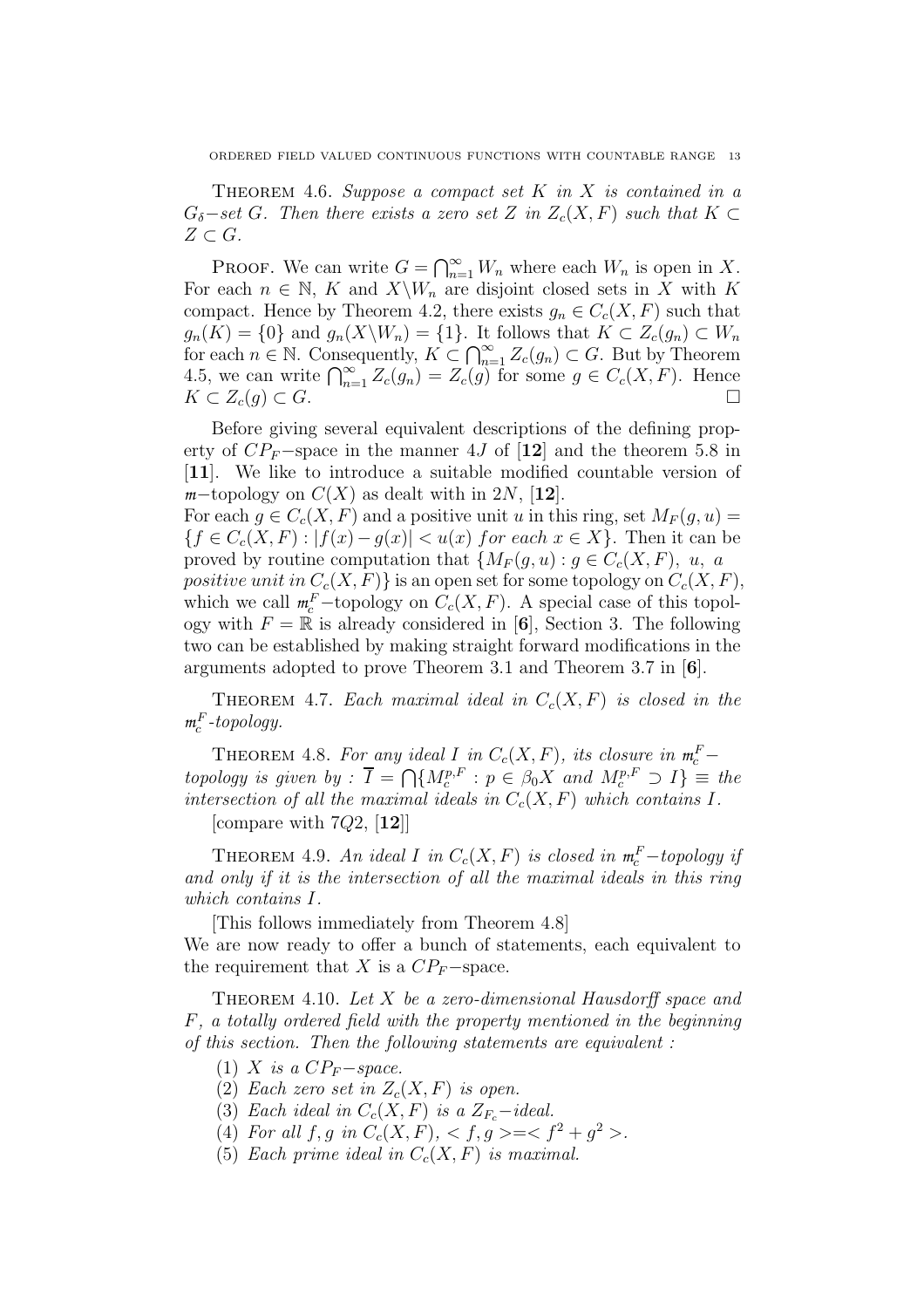**Theorem 4.6.** *Suppose a compact set $K$ in $X$ is contained in a $G_\delta-$set $G$. Then there exists a zero set $Z$ in $Z_c(X,F)$ such that $K \subset Z \subset G$.*

Proof. We can write $G = \bigcap_{n=1}^{\infty} W_n$ where each $W_n$ is open in $X$. For each $n \in \mathbb{N}$, $K$ and $X \backslash W_n$ are disjoint closed sets in $X$ with $K$ compact. Hence by Theorem 4.2, there exists $g_n \in C_c(X,F)$ such that $g_n(K) = \{0\}$ and $g_n(X \backslash W_n) = \{1\}$. It follows that $K \subset Z_c(g_n) \subset W_n$ for each $n \in \mathbb{N}$. Consequently, $K \subset \bigcap_{n=1}^{\infty} Z_c(g_n) \subset G$. But by Theorem 4.5, we can write $\bigcap_{n=1}^{\infty} Z_c(g_n) = Z_c(g)$ for some $g \in C_c(X,F)$. Hence $K \subset Z_c(g) \subset G$. $\square$

Before giving several equivalent descriptions of the defining property of $CP_F-$space in the manner $4J$ of [**12**] and the theorem 5.8 in [**11**]. We like to introduce a suitable modified countable version of $m-$topology on $C(X)$ as dealt with in $2N$, [**12**].
For each $g \in C_c(X,F)$ and a positive unit $u$ in this ring, set $M_F(g,u) = \{f \in C_c(X,F) : |f(x) - g(x)| < u(x) \textit{ for each } x \in X\}$. Then it can be proved by routine computation that $\{M_F(g,u) : g \in C_c(X,F),\ u,\ a$ *positive unit in* $C_c(X,F)\}$ is an open set for some topology on $C_c(X,F)$, which we call $m_c^F-$topology on $C_c(X,F)$. A special case of this topology with $F = \mathbb{R}$ is already considered in [**6**], Section 3. The following two can be established by making straight forward modifications in the arguments adopted to prove Theorem 3.1 and Theorem 3.7 in [**6**].

**Theorem 4.7.** *Each maximal ideal in $C_c(X,F)$ is closed in the $m_c^F$-topology.*

**Theorem 4.8.** *For any ideal $I$ in $C_c(X,F)$, its closure in $m_c^F-$topology is given by : $\overline{I} = \bigcap \{M_c^{p,F} : p \in \beta_0 X \text{ and } M_c^{p,F} \supset I\} \equiv$ the intersection of all the maximal ideals in $C_c(X,F)$ which contains $I$.*

[compare with $7Q2$, [**12**]]

**Theorem 4.9.** *An ideal $I$ in $C_c(X,F)$ is closed in $m_c^F-$topology if and only if it is the intersection of all the maximal ideals in this ring which contains $I$.*

[This follows immediately from Theorem 4.8]
We are now ready to offer a bunch of statements, each equivalent to the requirement that $X$ is a $CP_F-$space.

**Theorem 4.10.** *Let $X$ be a zero-dimensional Hausdorff space and $F$, a totally ordered field with the property mentioned in the beginning of this section. Then the following statements are equivalent :*

1. *$X$ is a $CP_F-$space.*
2. *Each zero set in $Z_c(X,F)$ is open.*
3. *Each ideal in $C_c(X,F)$ is a $Z_{F_c}-$ideal.*
4. *For all $f, g$ in $C_c(X,F)$, $<f, g> = <f^2 + g^2>$.*
5. *Each prime ideal in $C_c(X,F)$ is maximal.*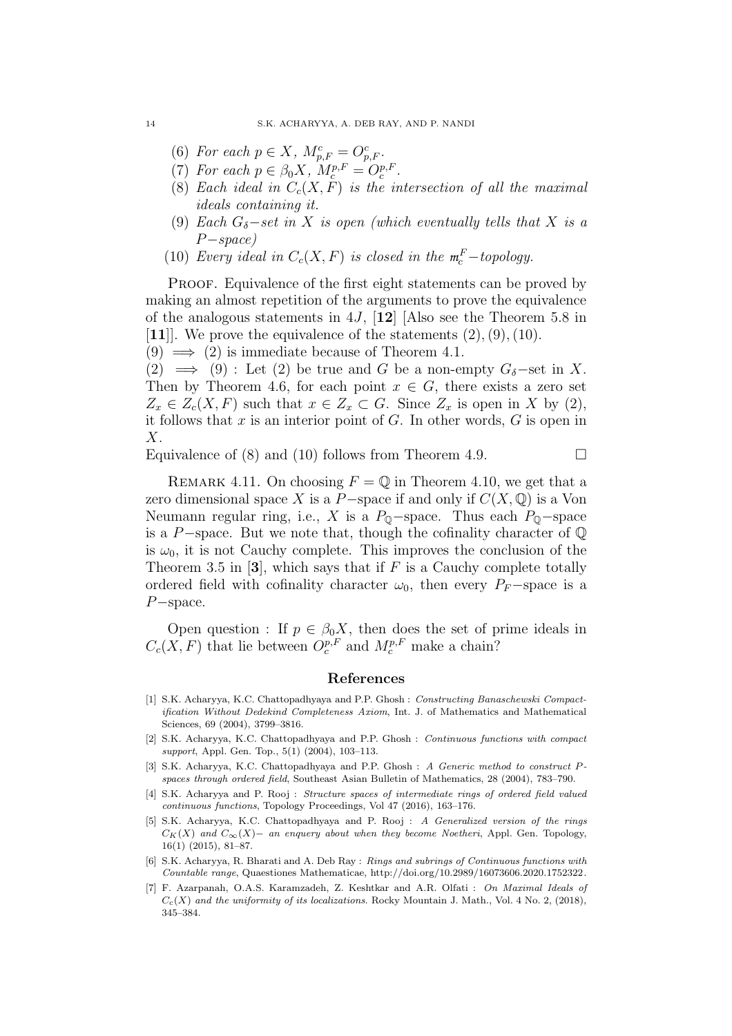(6) *For each* $p \in X$, $M^c_{p,F} = O^c_{p,F}$.

(7) *For each* $p \in \beta_0 X$, $M^{p,F}_c = O^{p,F}_c$.

(8) *Each ideal in* $C_c(X,F)$ *is the intersection of all the maximal ideals containing it.*

(9) *Each* $G_\delta-$*set in* $X$ *is open (which eventually tells that* $X$ *is a* $P-$*space)*

(10) *Every ideal in* $C_c(X,F)$ *is closed in the* $\mathfrak{m}^F_c-$*topology.*

Proof. Equivalence of the first eight statements can be proved by making an almost repetition of the arguments to prove the equivalence of the analogous statements in $4J$, [**12**] [Also see the Theorem 5.8 in [**11**]]. We prove the equivalence of the statements $(2), (9), (10)$.

$(9) \implies (2)$ is immediate because of Theorem 4.1.

$(2) \implies (9)$ : Let (2) be true and $G$ be a non-empty $G_\delta-$set in $X$. Then by Theorem 4.6, for each point $x \in G$, there exists a zero set $Z_x \in Z_c(X,F)$ such that $x \in Z_x \subset G$. Since $Z_x$ is open in $X$ by (2), it follows that $x$ is an interior point of $G$. In other words, $G$ is open in $X$.

Equivalence of (8) and (10) follows from Theorem 4.9. $\square$

Remark 4.11. On choosing $F = \mathbb{Q}$ in Theorem 4.10, we get that a zero dimensional space $X$ is a $P-$space if and only if $C(X,\mathbb{Q})$ is a Von Neumann regular ring, i.e., $X$ is a $P_{\mathbb{Q}}-$space. Thus each $P_{\mathbb{Q}}-$space is a $P-$space. But we note that, though the cofinality character of $\mathbb{Q}$ is $\omega_0$, it is not Cauchy complete. This improves the conclusion of the Theorem 3.5 in [**3**], which says that if $F$ is a Cauchy complete totally ordered field with cofinality character $\omega_0$, then every $P_F-$space is a $P-$space.

Open question : If $p \in \beta_0 X$, then does the set of prime ideals in $C_c(X,F)$ that lie between $O^{p,F}_c$ and $M^{p,F}_c$ make a chain?

## References

[1] S.K. Acharyya, K.C. Chattopadhyaya and P.P. Ghosh : *Constructing Banaschewski Compactification Without Dedekind Completeness Axiom*, Int. J. of Mathematics and Mathematical Sciences, 69 (2004), 3799–3816.

[2] S.K. Acharyya, K.C. Chattopadhyaya and P.P. Ghosh : *Continuous functions with compact support*, Appl. Gen. Top., 5(1) (2004), 103–113.

[3] S.K. Acharyya, K.C. Chattopadhyaya and P.P. Ghosh : *A Generic method to construct P-spaces through ordered field*, Southeast Asian Bulletin of Mathematics, 28 (2004), 783–790.

[4] S.K. Acharyya and P. Rooj : *Structure spaces of intermediate rings of ordered field valued continuous functions*, Topology Proceedings, Vol 47 (2016), 163–176.

[5] S.K. Acharyya, K.C. Chattopadhyaya and P. Rooj : *A Generalized version of the rings* $C_K(X)$ *and* $C_\infty(X)-$ *an enquery about when they become Noetheri*, Appl. Gen. Topology, 16(1) (2015), 81–87.

[6] S.K. Acharyya, R. Bharati and A. Deb Ray : *Rings and subrings of Continuous functions with Countable range*, Quaestiones Mathematicae, http://doi.org/10.2989/16073606.2020.1752322.

[7] F. Azarpanah, O.A.S. Karamzadeh, Z. Keshtkar and A.R. Olfati : *On Maximal Ideals of* $C_c(X)$ *and the uniformity of its localizations*. Rocky Mountain J. Math., Vol. 4 No. 2, (2018), 345–384.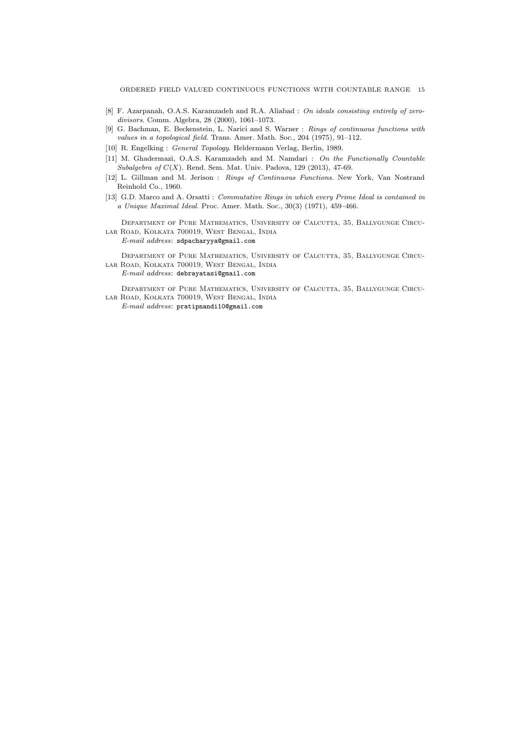[8] F. Azarpanah, O.A.S. Karamzadeh and R.A. Aliabad : *On ideals consisting entirely of zero-divisors*. Comm. Algebra, 28 (2000), 1061–1073.

[9] G. Bachman, E. Beckenstein, L. Narici and S. Warner : *Rings of continuous functions with values in a topological field*. Trans. Amer. Math. Soc., 204 (1975), 91–112.

[10] R. Engelking : *General Topology*. Heldermann Verlag, Berlin, 1989.

[11] M. Ghadermazi, O.A.S. Karamzadeh and M. Namdari : *On the Functionally Countable Subalgebra of $C(X)$*. Rend. Sem. Mat. Univ. Padova, 129 (2013), 47-69.

[12] L. Gillman and M. Jerison : *Rings of Continuous Functions*. New York, Van Nostrand Reinhold Co., 1960.

[13] G.D. Marco and A. Orsatti : *Commutative Rings in which every Prime Ideal is contained in a Unique Maximal Ideal*. Proc. Amer. Math. Soc., 30(3) (1971), 459–466.

Department of Pure Mathematics, University of Calcutta, 35, Ballygunge Circular Road, Kolkata 700019, West Bengal, India
*E-mail address*: sdpacharyya@gmail.com

Department of Pure Mathematics, University of Calcutta, 35, Ballygunge Circular Road, Kolkata 700019, West Bengal, India
*E-mail address*: debrayatasi@gmail.com

Department of Pure Mathematics, University of Calcutta, 35, Ballygunge Circular Road, Kolkata 700019, West Bengal, India
*E-mail address*: pratipnandi10@gmail.com